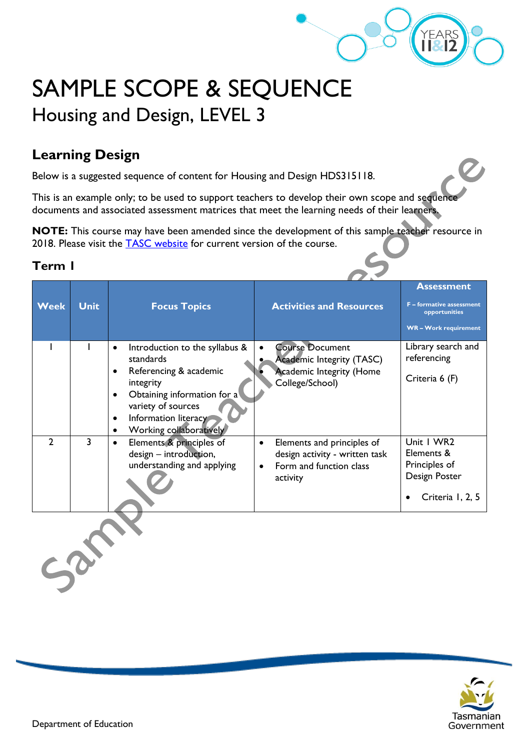# SAMPLE SCOPE & SEQUENCE

## Housing and Design, LEVEL 3

## Learning Design

Below is a suggested sequence of content for Housing and Design HDS315118.

This is an example only; to be used to support teachers to develop their own scope and sequence documents and associated assessment matrices that meet the learning needs of their learners.

**NOTE:** This course may have been amended since the development of this sample teacher resource in 2018. Please visit the TASC website for current version of the course.

### Term 1

| Week | Unit | Focus Topics | Activities and Resources | Assessment<br>F – formative assessment opportunities<br>WR – Work requirement |
|---|---|---|---|---|
| 1 | 1 | • Introduction to the syllabus & standards<br>• Referencing & academic integrity<br>• Obtaining information for a variety of sources<br>• Information literacy<br>• Working collaboratively | • Course Document<br>• Academic Integrity (TASC)<br>• Academic Integrity (Home College/School) | Library search and referencing<br><br>Criteria 6 (F) |
| 2 | 3 | • Elements & principles of design – introduction, understanding and applying | • Elements and principles of design activity - written task<br>• Form and function class activity | Unit 1 WR2 Elements & Principles of Design Poster<br><br>• Criteria 1, 2, 5 |

Department of Education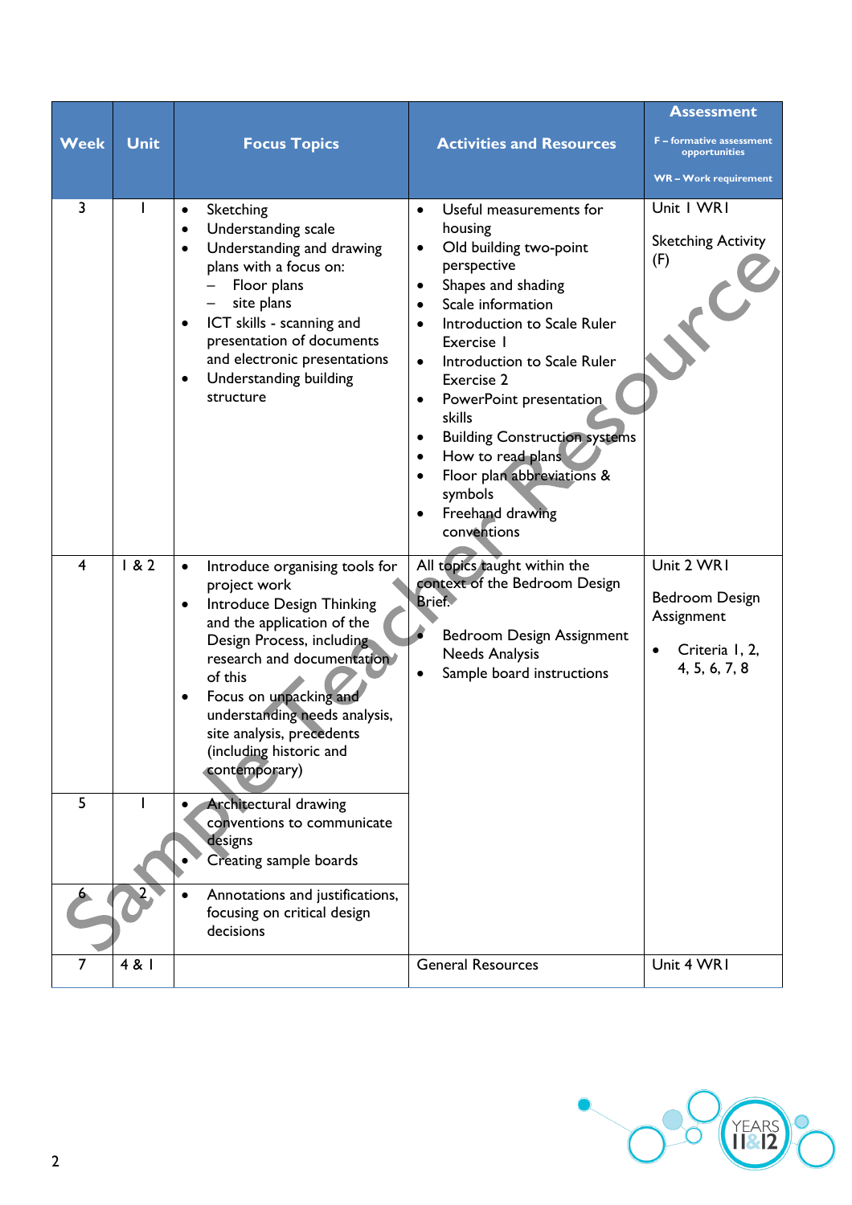| Week | Unit | Focus Topics | Activities and Resources | Assessment<br>F – formative assessment opportunities<br>WR – Work requirement |
|---|---|---|---|---|
| 3 | 1 | • Sketching<br>• Understanding scale<br>• Understanding and drawing plans with a focus on:<br>  – Floor plans<br>  – site plans<br>• ICT skills - scanning and presentation of documents and electronic presentations<br>• Understanding building structure | • Useful measurements for housing<br>• Old building two-point perspective<br>• Shapes and shading<br>• Scale information<br>• Introduction to Scale Ruler Exercise 1<br>• Introduction to Scale Ruler Exercise 2<br>• PowerPoint presentation skills<br>• Building Construction systems<br>• How to read plans<br>• Floor plan abbreviations & symbols<br>• Freehand drawing conventions | Unit 1 WR1<br><br>Sketching Activity (F) |
| 4 | 1 & 2 | • Introduce organising tools for project work<br>• Introduce Design Thinking and the application of the Design Process, including research and documentation of this<br>• Focus on unpacking and understanding needs analysis, site analysis, precedents (including historic and contemporary) | All topics taught within the context of the Bedroom Design Brief.<br><br>• Bedroom Design Assignment Needs Analysis<br>• Sample board instructions | Unit 2 WR1<br><br>Bedroom Design Assignment<br><br>• Criteria 1, 2, 4, 5, 6, 7, 8 |
| 5 | 1 | • Architectural drawing conventions to communicate designs<br>• Creating sample boards | | |
| 6 | 2 | • Annotations and justifications, focusing on critical design decisions | | |
| 7 | 4 & 1 | | General Resources | Unit 4 WR1 |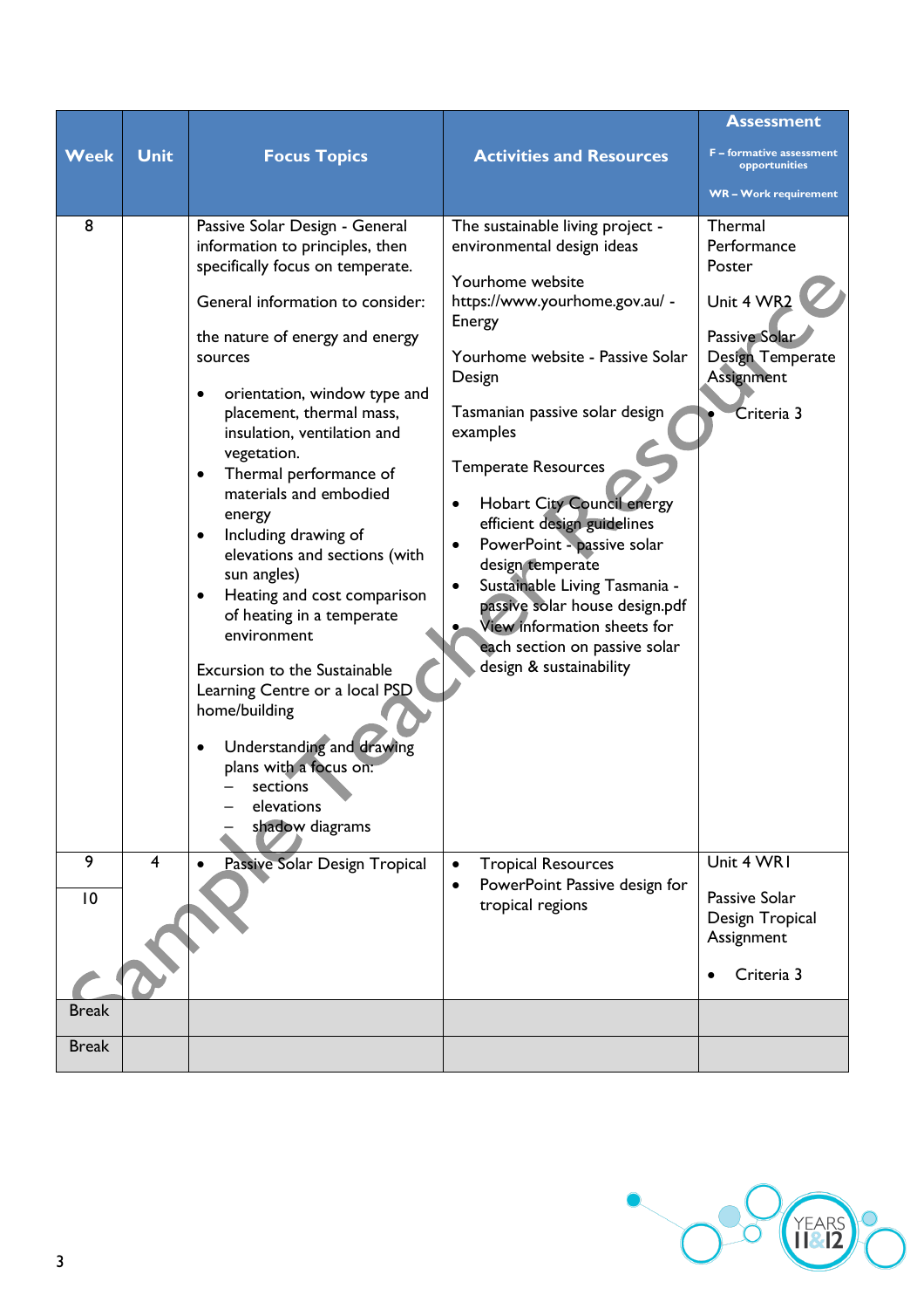| Week | Unit | Focus Topics | Activities and Resources | Assessment<br>F – formative assessment opportunities<br>WR – Work requirement |
|---|---|---|---|---|
| 8 | | Passive Solar Design - General information to principles, then specifically focus on temperate.<br><br>General information to consider:<br><br>the nature of energy and energy sources<br><br>• orientation, window type and placement, thermal mass, insulation, ventilation and vegetation.<br>• Thermal performance of materials and embodied energy<br>• Including drawing of elevations and sections (with sun angles)<br>• Heating and cost comparison of heating in a temperate environment<br><br>Excursion to the Sustainable Learning Centre or a local PSD home/building<br><br>• Understanding and drawing plans with a focus on:<br>  – sections<br>  – elevations<br>  – shadow diagrams | The sustainable living project - environmental design ideas<br><br>Yourhome website https://www.yourhome.gov.au/ - Energy<br><br>Yourhome website - Passive Solar Design<br><br>Tasmanian passive solar design examples<br><br>Temperate Resources<br><br>• Hobart City Council energy efficient design guidelines<br>• PowerPoint - passive solar design temperate<br>• Sustainable Living Tasmania - passive solar house design.pdf<br>• View information sheets for each section on passive solar design & sustainability | Thermal Performance Poster<br><br>Unit 4 WR2<br><br>Passive Solar Design Temperate Assignment<br><br>• Criteria 3 |
| 9 | 4 | • Passive Solar Design Tropical | • Tropical Resources<br>• PowerPoint Passive design for tropical regions | Unit 4 WR1<br><br>Passive Solar Design Tropical Assignment<br><br>• Criteria 3 |
| 10 | | | | |
| Break | | | | |
| Break | | | | |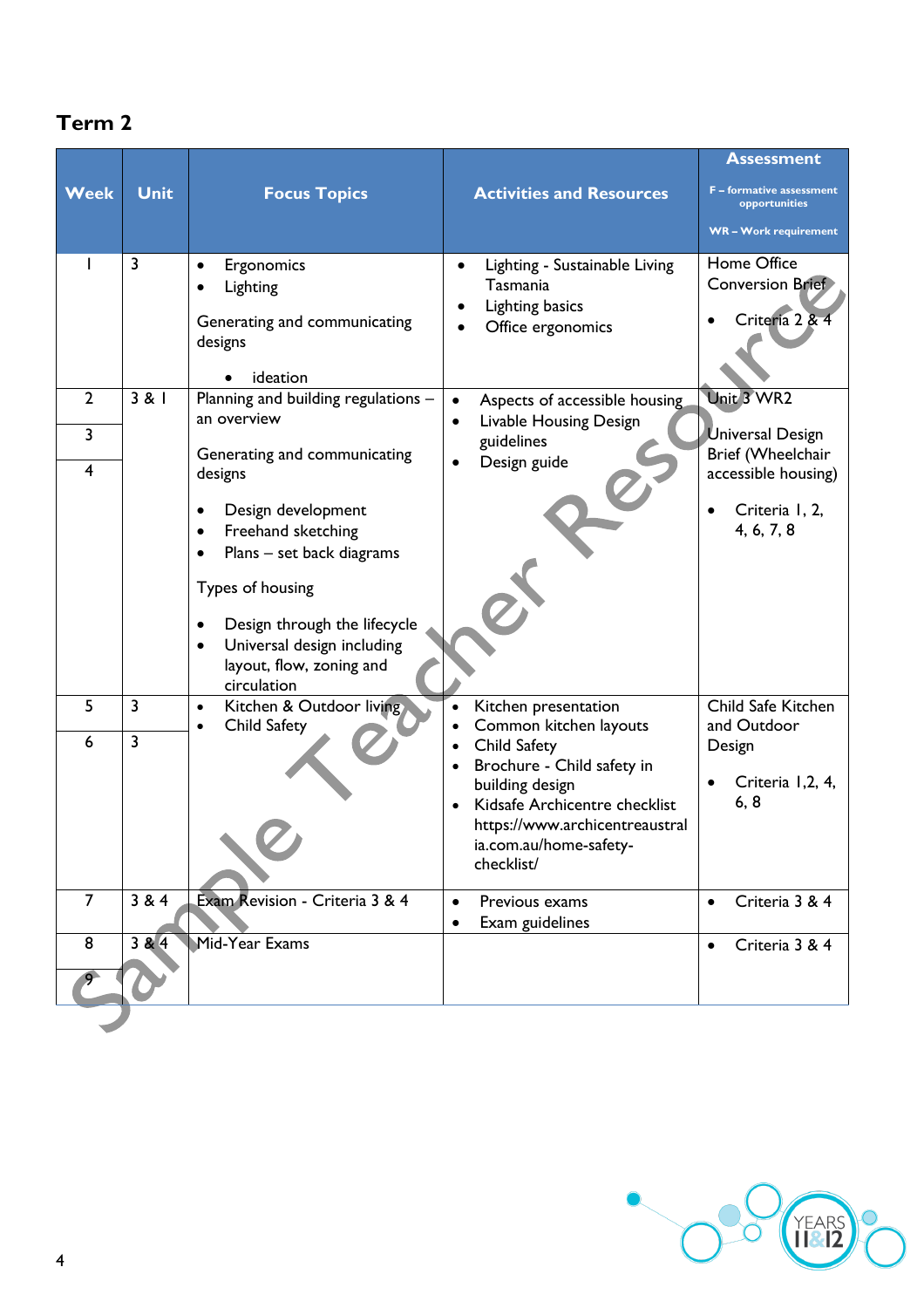## Term 2

| Week | Unit | Focus Topics | Activities and Resources | Assessment<br>F – formative assessment opportunities<br>WR – Work requirement |
|---|---|---|---|---|
| 1 | 3 | • Ergonomics<br>• Lighting<br><br>Generating and communicating designs<br><br>• ideation | • Lighting - Sustainable Living Tasmania<br>• Lighting basics<br>• Office ergonomics | Home Office Conversion Brief<br><br>• Criteria 2 & 4 |
| 2<br>3<br>4 | 3 & 1 | Planning and building regulations – an overview<br><br>Generating and communicating designs<br><br>• Design development<br>• Freehand sketching<br>• Plans – set back diagrams<br><br>Types of housing<br><br>• Design through the lifecycle<br>• Universal design including layout, flow, zoning and circulation | • Aspects of accessible housing<br>• Livable Housing Design guidelines<br>• Design guide | Unit 3 WR2<br><br>Universal Design Brief (Wheelchair accessible housing)<br><br>• Criteria 1, 2, 4, 6, 7, 8 |
| 5<br>6 | 3<br>3 | • Kitchen & Outdoor living<br>• Child Safety | • Kitchen presentation<br>• Common kitchen layouts<br>• Child Safety<br>• Brochure - Child safety in building design<br>• Kidsafe Archicentre checklist https://www.archicentreaustralia.com.au/home-safety-checklist/ | Child Safe Kitchen and Outdoor Design<br><br>• Criteria 1,2, 4, 6, 8 |
| 7 | 3 & 4 | Exam Revision - Criteria 3 & 4 | • Previous exams<br>• Exam guidelines | • Criteria 3 & 4 |
| 8<br>9 | 3 & 4 | Mid-Year Exams | | • Criteria 3 & 4 |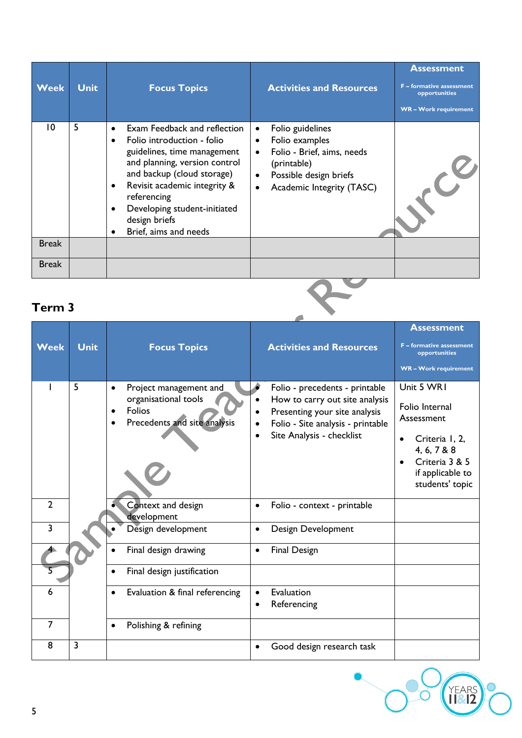| Week | Unit | Focus Topics | Activities and Resources | Assessment<br>F – formative assessment opportunities<br>WR – Work requirement |
|---|---|---|---|---|
| 10 | 5 | • Exam Feedback and reflection<br>• Folio introduction - folio guidelines, time management and planning, version control and backup (cloud storage)<br>• Revisit academic integrity & referencing<br>• Developing student-initiated design briefs<br>• Brief, aims and needs | • Folio guidelines<br>• Folio examples<br>• Folio - Brief, aims, needs (printable)<br>• Possible design briefs<br>• Academic Integrity (TASC) | |
| Break | | | | |
| Break | | | | |

## Term 3

| Week | Unit | Focus Topics | Activities and Resources | Assessment<br>F – formative assessment opportunities<br>WR – Work requirement |
|---|---|---|---|---|
| 1 | 5 | • Project management and organisational tools<br>• Folios<br>• Precedents and site analysis | • Folio - precedents - printable<br>• How to carry out site analysis<br>• Presenting your site analysis<br>• Folio - Site analysis - printable<br>• Site Analysis - checklist | Unit 5 WR1<br>Folio Internal Assessment<br>• Criteria 1, 2, 4, 6, 7 & 8<br>• Criteria 3 & 5 if applicable to students' topic |
| 2 | | • Context and design development | • Folio - context - printable | |
| 3 | | • Design development | • Design Development | |
| 4 | | • Final design drawing | • Final Design | |
| 5 | | • Final design justification | | |
| 6 | | • Evaluation & final referencing | • Evaluation<br>• Referencing | |
| 7 | | • Polishing & refining | | |
| 8 | 3 | | • Good design research task | |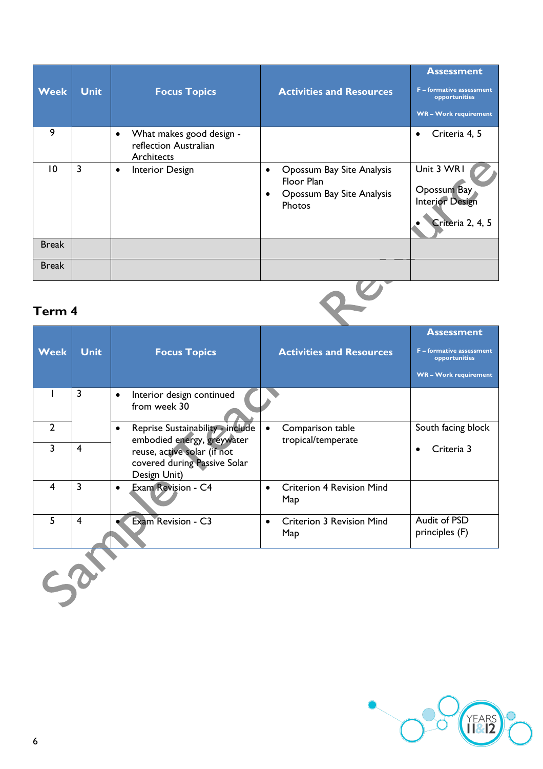| Week | Unit | Focus Topics | Activities and Resources | Assessment F – formative assessment opportunities WR – Work requirement |
|---|---|---|---|---|
| 9 | | • What makes good design - reflection Australian Architects | | • Criteria 4, 5 |
| 10 | 3 | • Interior Design | • Opossum Bay Site Analysis Floor Plan<br>• Opossum Bay Site Analysis Photos | Unit 3 WR1<br>Opossum Bay Interior Design<br>• Criteria 2, 4, 5 |
| Break | | | | |
| Break | | | | |

## Term 4

| Week | Unit | Focus Topics | Activities and Resources | Assessment F – formative assessment opportunities WR – Work requirement |
|---|---|---|---|---|
| 1 | 3 | • Interior design continued from week 30 | | |
| 2 | | • Reprise Sustainability - include embodied energy, greywater reuse, active solar (if not covered during Passive Solar Design Unit) | • Comparison table tropical/temperate | South facing block<br>• Criteria 3 |
| 3 | 4 | | | |
| 4 | 3 | • Exam Revision - C4 | • Criterion 4 Revision Mind Map | |
| 5 | 4 | • Exam Revision - C3 | • Criterion 3 Revision Mind Map | Audit of PSD principles (F) |